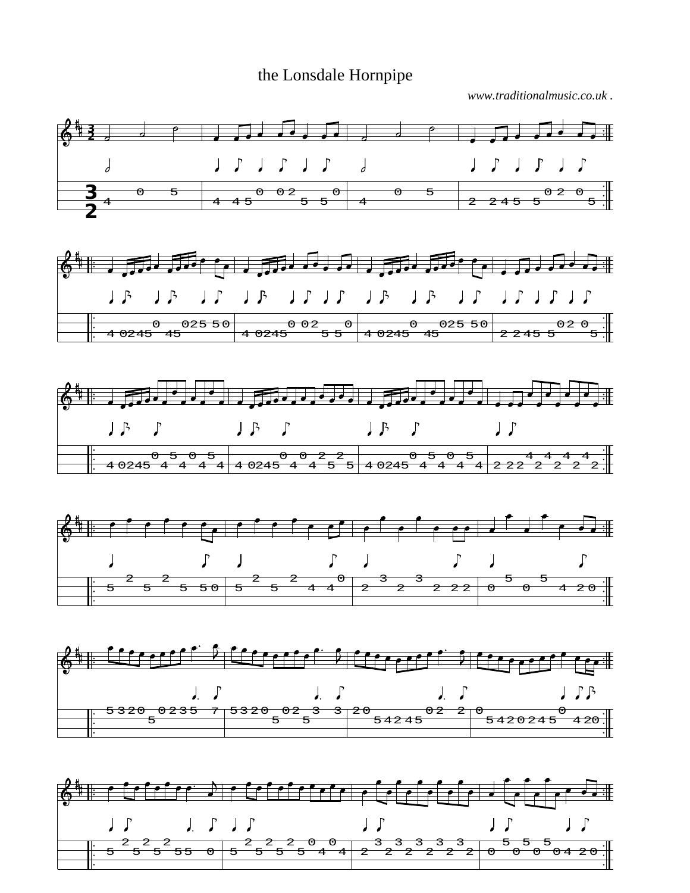# the Lonsdale Hornpipe

*www.traditionalmusic.co.uk .*